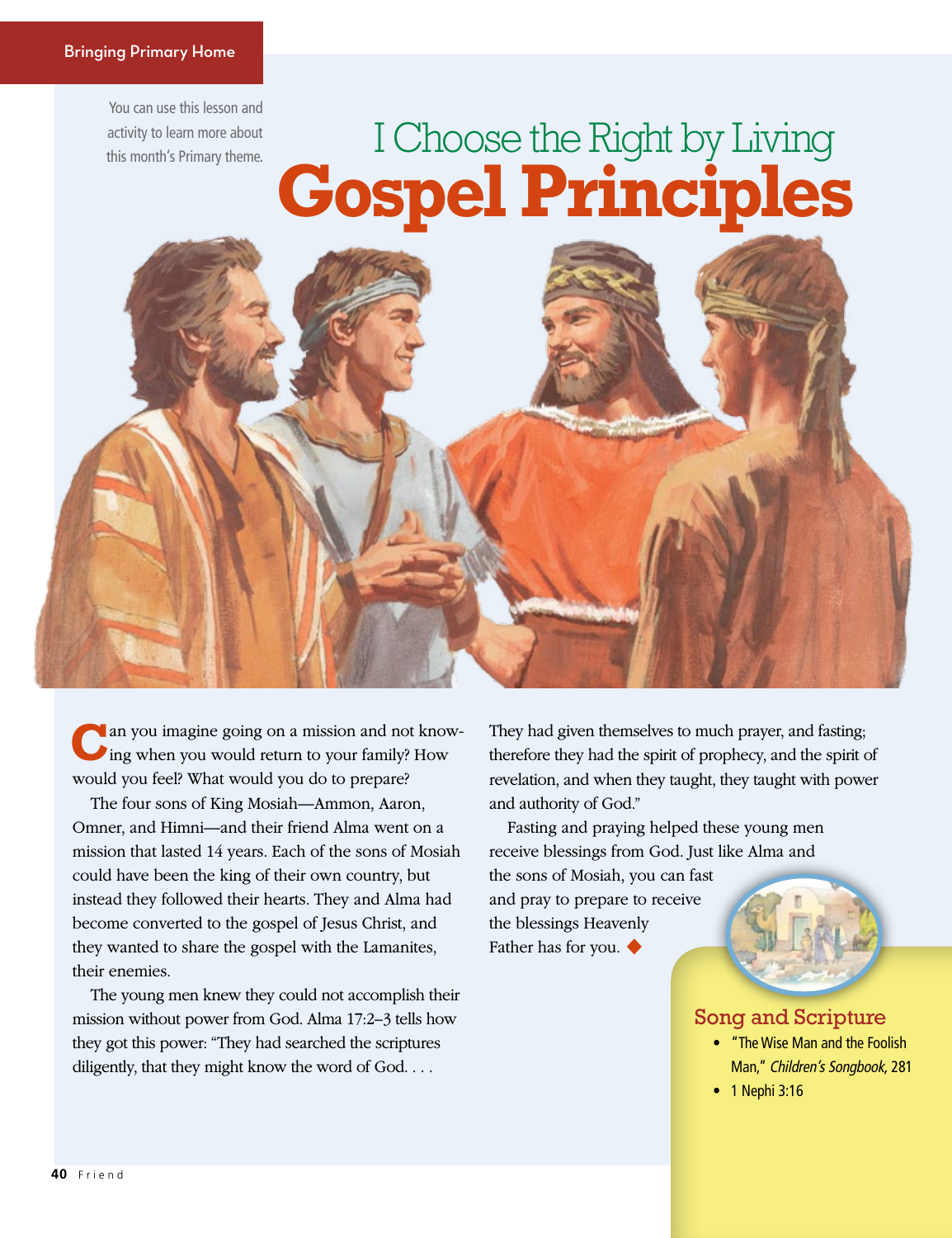Bringing Primary Home

You can use this lesson and activity to learn more about this month's Primary theme.

# I Choose the Right by Living Gospel Principles

Can you imagine going on a mission and not knowing when you would return to your family? How would you feel? What would you do to prepare?

The four sons of King Mosiah—Ammon, Aaron, Omner, and Himni—and their friend Alma went on a mission that lasted 14 years. Each of the sons of Mosiah could have been the king of their own country, but instead they followed their hearts. They and Alma had become converted to the gospel of Jesus Christ, and they wanted to share the gospel with the Lamanites, their enemies.

The young men knew they could not accomplish their mission without power from God. Alma 17:2–3 tells how they got this power: "They had searched the scriptures diligently, that they might know the word of God. . . . They had given themselves to much prayer, and fasting; therefore they had the spirit of prophecy, and the spirit of revelation, and when they taught, they taught with power and authority of God."

Fasting and praying helped these young men receive blessings from God. Just like Alma and the sons of Mosiah, you can fast and pray to prepare to receive the blessings Heavenly Father has for you. ◆

## Song and Scripture

- "The Wise Man and the Foolish Man," *Children's Songbook,* 281
- 1 Nephi 3:16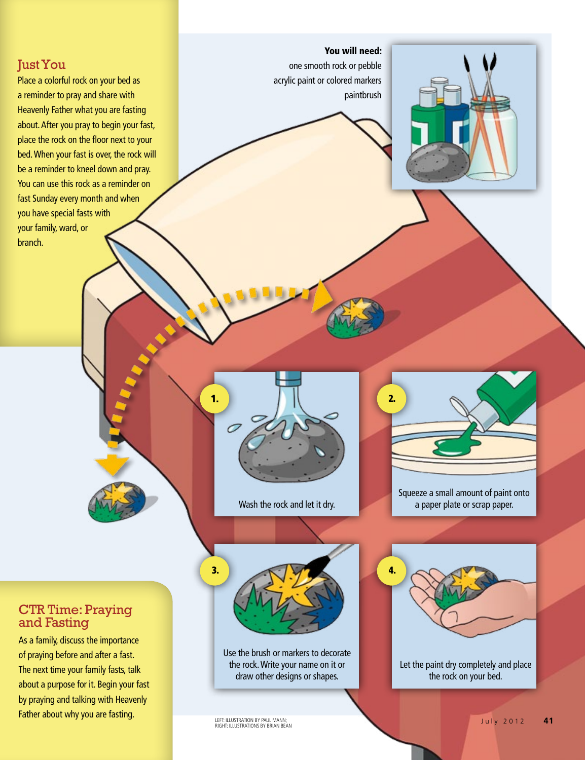## Just You

Place a colorful rock on your bed as a reminder to pray and share with Heavenly Father what you are fasting about. After you pray to begin your fast, place the rock on the floor next to your bed. When your fast is over, the rock will be a reminder to kneel down and pray. You can use this rock as a reminder on fast Sunday every month and when you have special fasts with your family, ward, or branch.

**You will need:**
one smooth rock or pebble
acrylic paint or colored markers
paintbrush

1. Wash the rock and let it dry.
2. Squeeze a small amount of paint onto a paper plate or scrap paper.
3. Use the brush or markers to decorate the rock. Write your name on it or draw other designs or shapes.
4. Let the paint dry completely and place the rock on your bed.

## CTR Time: Praying and Fasting

As a family, discuss the importance of praying before and after a fast. The next time your family fasts, talk about a purpose for it. Begin your fast by praying and talking with Heavenly Father about why you are fasting.

LEFT: ILLUSTRATION BY PAUL MANN; RIGHT: ILLUSTRATIONS BY BRIAN BEAN